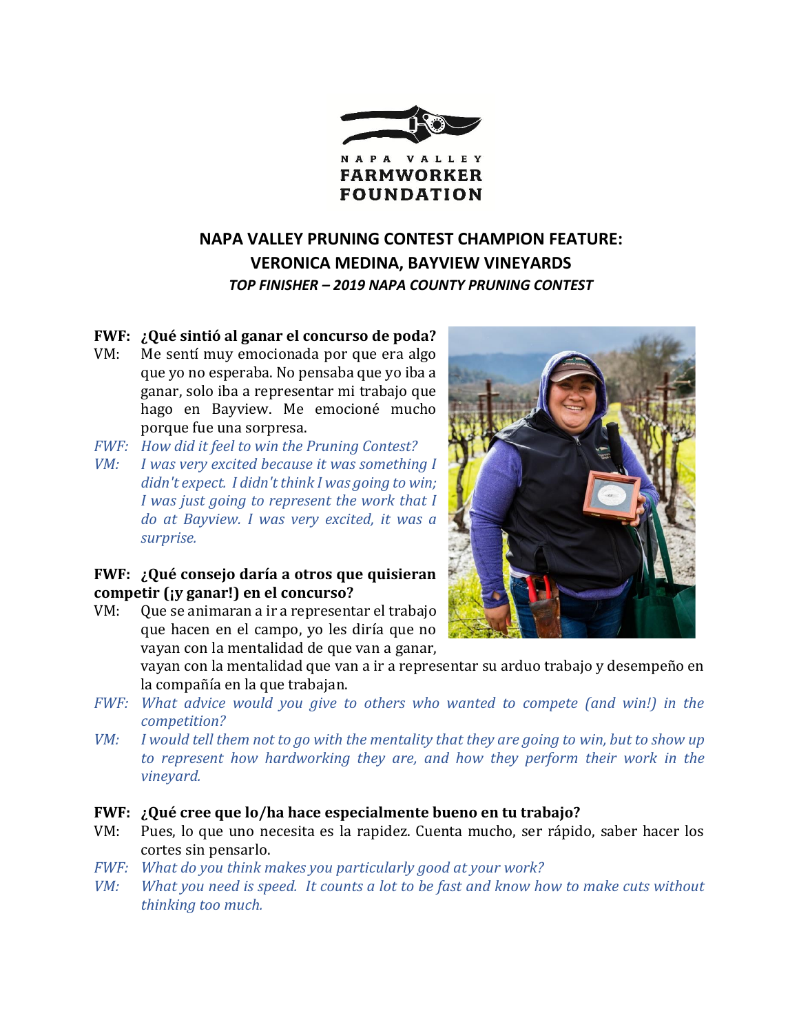NAPA VALLEY
**FARMWORKER FOUNDATION**

## NAPA VALLEY PRUNING CONTEST CHAMPION FEATURE: VERONICA MEDINA, BAYVIEW VINEYARDS

***TOP FINISHER – 2019 NAPA COUNTY PRUNING CONTEST***

**FWF: ¿Qué sintió al ganar el concurso de poda?**

VM: Me sentí muy emocionada por que era algo que yo no esperaba. No pensaba que yo iba a ganar, solo iba a representar mi trabajo que hago en Bayview. Me emocioné mucho porque fue una sorpresa.

*FWF: How did it feel to win the Pruning Contest?*

*VM: I was very excited because it was something I didn't expect. I didn't think I was going to win; I was just going to represent the work that I do at Bayview. I was very excited, it was a surprise.*

**FWF: ¿Qué consejo daría a otros que quisieran competir (¡y ganar!) en el concurso?**

VM: Que se animaran a ir a representar el trabajo que hacen en el campo, yo les diría que no vayan con la mentalidad de que van a ganar, vayan con la mentalidad que van a ir a representar su arduo trabajo y desempeño en la compañía en la que trabajan.

*FWF: What advice would you give to others who wanted to compete (and win!) in the competition?*

*VM: I would tell them not to go with the mentality that they are going to win, but to show up to represent how hardworking they are, and how they perform their work in the vineyard.*

**FWF: ¿Qué cree que lo/ha hace especialmente bueno en tu trabajo?**

VM: Pues, lo que uno necesita es la rapidez. Cuenta mucho, ser rápido, saber hacer los cortes sin pensarlo.

*FWF: What do you think makes you particularly good at your work?*

*VM: What you need is speed. It counts a lot to be fast and know how to make cuts without thinking too much.*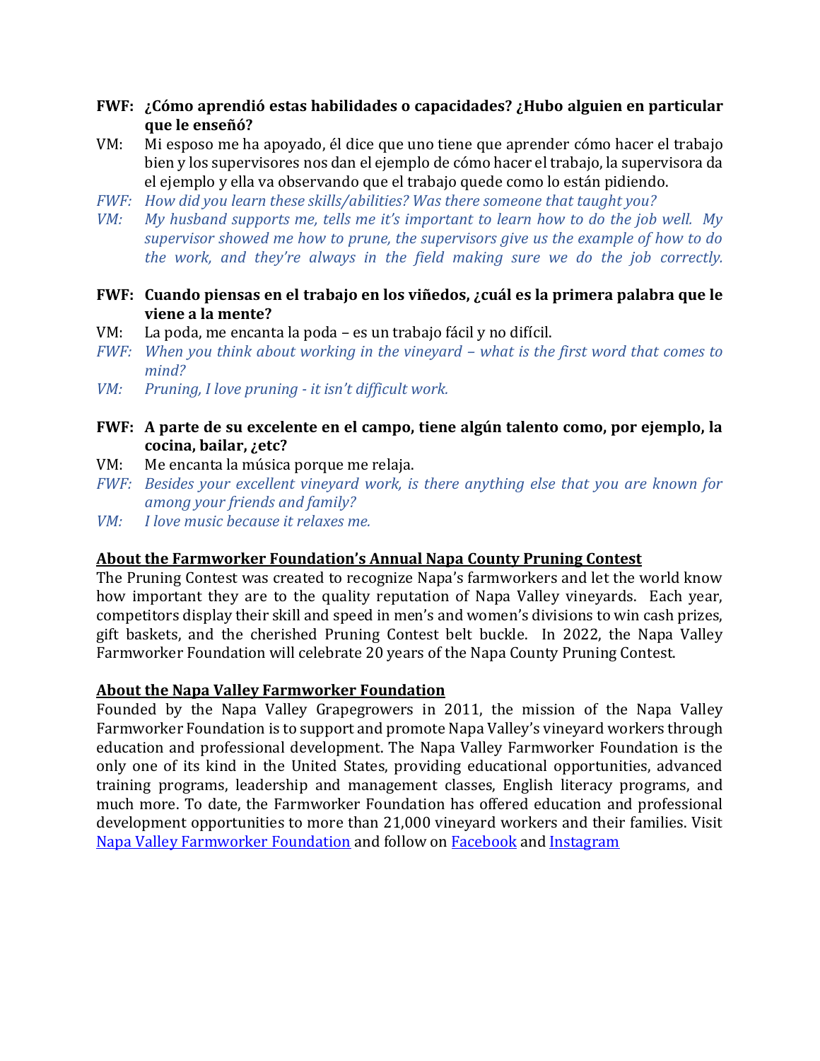**FWF: ¿Cómo aprendió estas habilidades o capacidades? ¿Hubo alguien en particular que le enseñó?**

VM: Mi esposo me ha apoyado, él dice que uno tiene que aprender cómo hacer el trabajo bien y los supervisores nos dan el ejemplo de cómo hacer el trabajo, la supervisora da el ejemplo y ella va observando que el trabajo quede como lo están pidiendo.

*FWF: How did you learn these skills/abilities? Was there someone that taught you?*

*VM: My husband supports me, tells me it's important to learn how to do the job well. My supervisor showed me how to prune, the supervisors give us the example of how to do the work, and they're always in the field making sure we do the job correctly.*

**FWF: Cuando piensas en el trabajo en los viñedos, ¿cuál es la primera palabra que le viene a la mente?**

VM: La poda, me encanta la poda – es un trabajo fácil y no difícil.

*FWF: When you think about working in the vineyard – what is the first word that comes to mind?*

*VM: Pruning, I love pruning - it isn't difficult work.*

**FWF: A parte de su excelente en el campo, tiene algún talento como, por ejemplo, la cocina, bailar, ¿etc?**

VM: Me encanta la música porque me relaja.

*FWF: Besides your excellent vineyard work, is there anything else that you are known for among your friends and family?*

*VM: I love music because it relaxes me.*

**About the Farmworker Foundation's Annual Napa County Pruning Contest**

The Pruning Contest was created to recognize Napa's farmworkers and let the world know how important they are to the quality reputation of Napa Valley vineyards. Each year, competitors display their skill and speed in men's and women's divisions to win cash prizes, gift baskets, and the cherished Pruning Contest belt buckle. In 2022, the Napa Valley Farmworker Foundation will celebrate 20 years of the Napa County Pruning Contest.

**About the Napa Valley Farmworker Foundation**

Founded by the Napa Valley Grapegrowers in 2011, the mission of the Napa Valley Farmworker Foundation is to support and promote Napa Valley's vineyard workers through education and professional development. The Napa Valley Farmworker Foundation is the only one of its kind in the United States, providing educational opportunities, advanced training programs, leadership and management classes, English literacy programs, and much more. To date, the Farmworker Foundation has offered education and professional development opportunities to more than 21,000 vineyard workers and their families. Visit Napa Valley Farmworker Foundation and follow on Facebook and Instagram